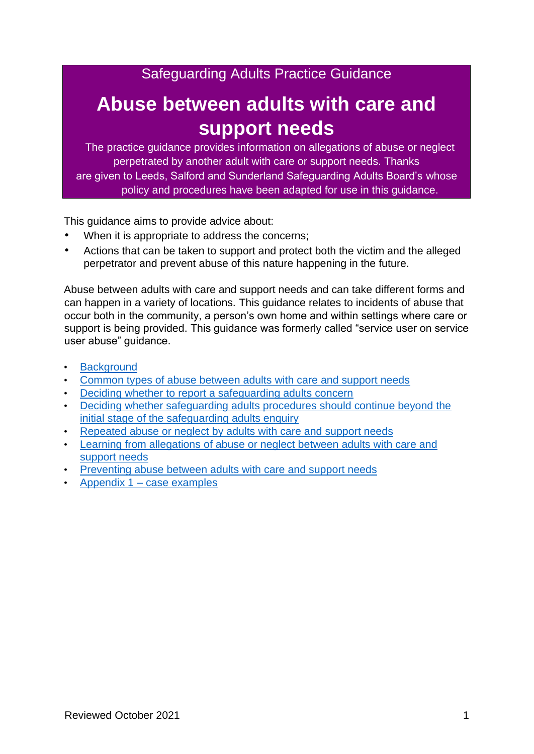Safeguarding Adults Practice Guidance

# Abuse between adults with care and support needs

The practice guidance provides information on allegations of abuse or neglect perpetrated by another adult with care or support needs. Thanks are given to Leeds, Salford and Sunderland Safeguarding Adults Board's whose policy and procedures have been adapted for use in this guidance.

This guidance aims to provide advice about:

- When it is appropriate to address the concerns;
- Actions that can be taken to support and protect both the victim and the alleged perpetrator and prevent abuse of this nature happening in the future.

Abuse between adults with care and support needs and can take different forms and can happen in a variety of locations. This guidance relates to incidents of abuse that occur both in the community, a person's own home and within settings where care or support is being provided. This guidance was formerly called "service user on service user abuse" guidance.

- Background
- Common types of abuse between adults with care and support needs
- Deciding whether to report a safeguarding adults concern
- Deciding whether safeguarding adults procedures should continue beyond the initial stage of the safeguarding adults enquiry
- Repeated abuse or neglect by adults with care and support needs
- Learning from allegations of abuse or neglect between adults with care and support needs
- Preventing abuse between adults with care and support needs
- Appendix 1 – case examples

Reviewed October 2021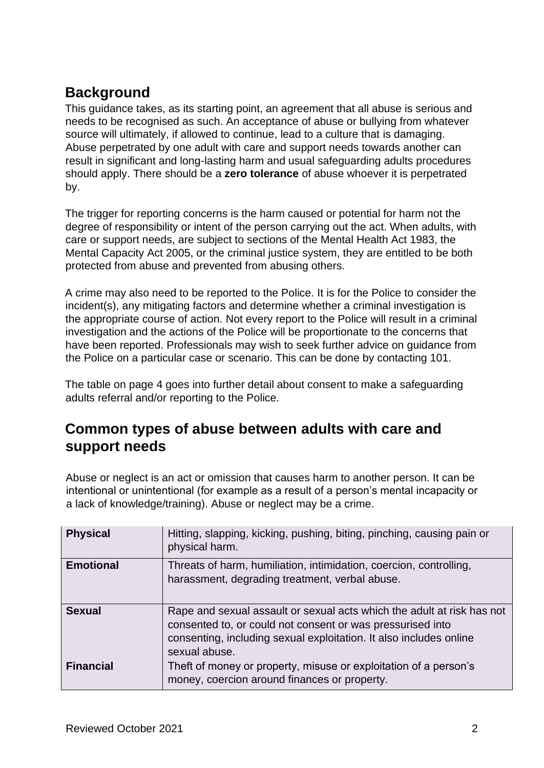## Background

This guidance takes, as its starting point, an agreement that all abuse is serious and needs to be recognised as such. An acceptance of abuse or bullying from whatever source will ultimately, if allowed to continue, lead to a culture that is damaging. Abuse perpetrated by one adult with care and support needs towards another can result in significant and long-lasting harm and usual safeguarding adults procedures should apply. There should be a **zero tolerance** of abuse whoever it is perpetrated by.

The trigger for reporting concerns is the harm caused or potential for harm not the degree of responsibility or intent of the person carrying out the act. When adults, with care or support needs, are subject to sections of the Mental Health Act 1983, the Mental Capacity Act 2005, or the criminal justice system, they are entitled to be both protected from abuse and prevented from abusing others.

A crime may also need to be reported to the Police. It is for the Police to consider the incident(s), any mitigating factors and determine whether a criminal investigation is the appropriate course of action. Not every report to the Police will result in a criminal investigation and the actions of the Police will be proportionate to the concerns that have been reported. Professionals may wish to seek further advice on guidance from the Police on a particular case or scenario. This can be done by contacting 101.

The table on page 4 goes into further detail about consent to make a safeguarding adults referral and/or reporting to the Police.

## Common types of abuse between adults with care and support needs

Abuse or neglect is an act or omission that causes harm to another person. It can be intentional or unintentional (for example as a result of a person's mental incapacity or a lack of knowledge/training). Abuse or neglect may be a crime.

| | |
|---|---|
| **Physical** | Hitting, slapping, kicking, pushing, biting, pinching, causing pain or physical harm. |
| **Emotional** | Threats of harm, humiliation, intimidation, coercion, controlling, harassment, degrading treatment, verbal abuse. |
| **Sexual** | Rape and sexual assault or sexual acts which the adult at risk has not consented to, or could not consent or was pressurised into consenting, including sexual exploitation. It also includes online sexual abuse. |
| **Financial** | Theft of money or property, misuse or exploitation of a person's money, coercion around finances or property. |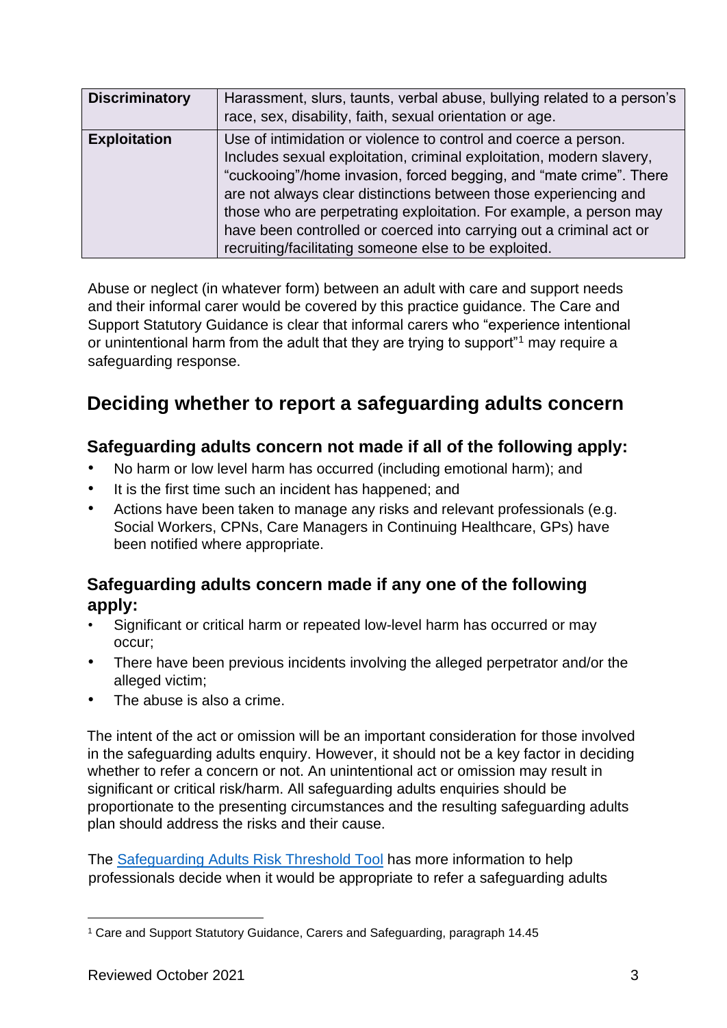| Discriminatory | Harassment, slurs, taunts, verbal abuse, bullying related to a person's race, sex, disability, faith, sexual orientation or age. |
|---|---|
| **Exploitation** | Use of intimidation or violence to control and coerce a person. Includes sexual exploitation, criminal exploitation, modern slavery, "cuckooing"/home invasion, forced begging, and "mate crime". There are not always clear distinctions between those experiencing and those who are perpetrating exploitation. For example, a person may have been controlled or coerced into carrying out a criminal act or recruiting/facilitating someone else to be exploited. |

Abuse or neglect (in whatever form) between an adult with care and support needs and their informal carer would be covered by this practice guidance. The Care and Support Statutory Guidance is clear that informal carers who "experience intentional or unintentional harm from the adult that they are trying to support"[1] may require a safeguarding response.

## Deciding whether to report a safeguarding adults concern

### Safeguarding adults concern not made if all of the following apply:

- No harm or low level harm has occurred (including emotional harm); and
- It is the first time such an incident has happened; and
- Actions have been taken to manage any risks and relevant professionals (e.g. Social Workers, CPNs, Care Managers in Continuing Healthcare, GPs) have been notified where appropriate.

### Safeguarding adults concern made if any one of the following apply:

- Significant or critical harm or repeated low-level harm has occurred or may occur;
- There have been previous incidents involving the alleged perpetrator and/or the alleged victim;
- The abuse is also a crime.

The intent of the act or omission will be an important consideration for those involved in the safeguarding adults enquiry. However, it should not be a key factor in deciding whether to refer a concern or not. An unintentional act or omission may result in significant or critical risk/harm. All safeguarding adults enquiries should be proportionate to the presenting circumstances and the resulting safeguarding adults plan should address the risks and their cause.

The Safeguarding Adults Risk Threshold Tool has more information to help professionals decide when it would be appropriate to refer a safeguarding adults

[1] Care and Support Statutory Guidance, Carers and Safeguarding, paragraph 14.45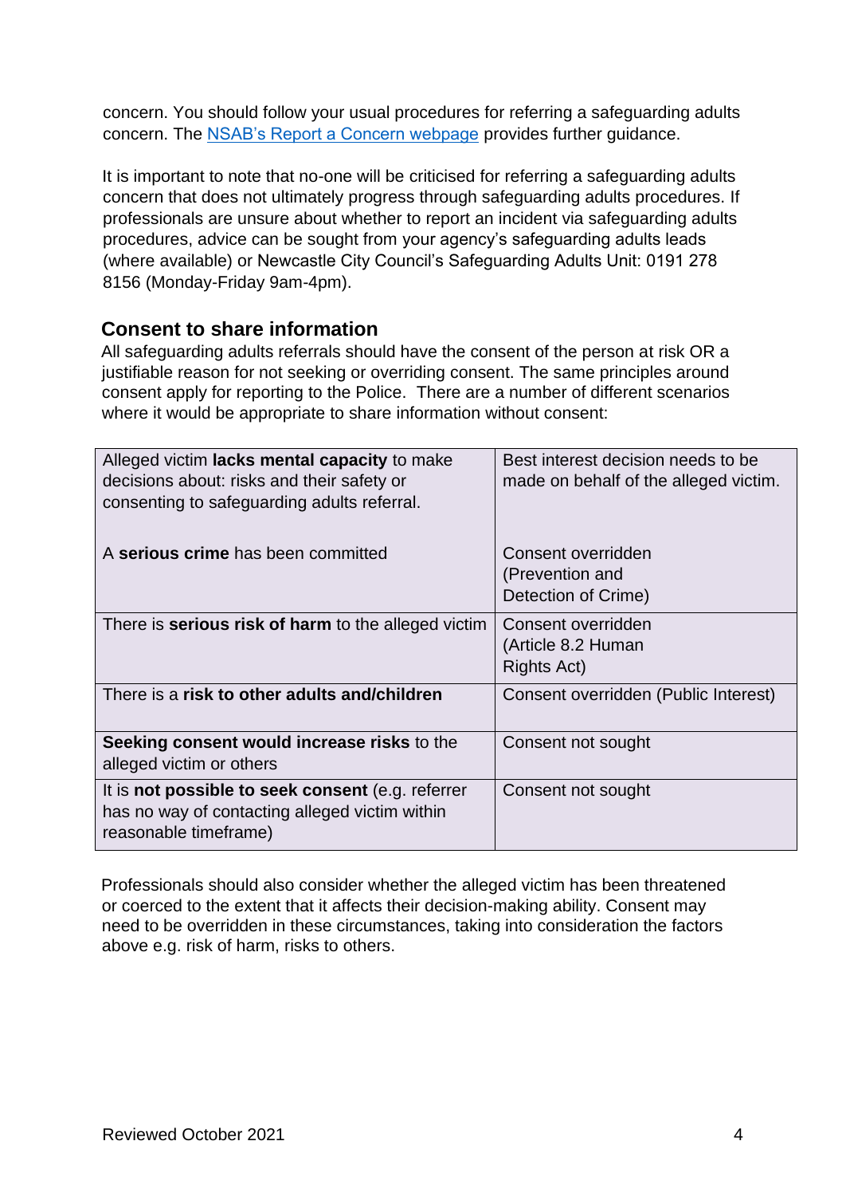concern. You should follow your usual procedures for referring a safeguarding adults concern. The NSAB's Report a Concern webpage provides further guidance.

It is important to note that no-one will be criticised for referring a safeguarding adults concern that does not ultimately progress through safeguarding adults procedures. If professionals are unsure about whether to report an incident via safeguarding adults procedures, advice can be sought from your agency's safeguarding adults leads (where available) or Newcastle City Council's Safeguarding Adults Unit: 0191 278 8156 (Monday-Friday 9am-4pm).

## Consent to share information

All safeguarding adults referrals should have the consent of the person at risk OR a justifiable reason for not seeking or overriding consent. The same principles around consent apply for reporting to the Police. There are a number of different scenarios where it would be appropriate to share information without consent:

| | |
|---|---|
| Alleged victim **lacks mental capacity** to make decisions about: risks and their safety or consenting to safeguarding adults referral.<br><br>A **serious crime** has been committed | Best interest decision needs to be made on behalf of the alleged victim.<br><br>Consent overridden (Prevention and Detection of Crime) |
| There is **serious risk of harm** to the alleged victim | Consent overridden (Article 8.2 Human Rights Act) |
| There is a **risk to other adults and/children** | Consent overridden (Public Interest) |
| **Seeking consent would increase risks** to the alleged victim or others | Consent not sought |
| It is **not possible to seek consent** (e.g. referrer has no way of contacting alleged victim within reasonable timeframe) | Consent not sought |

Professionals should also consider whether the alleged victim has been threatened or coerced to the extent that it affects their decision-making ability. Consent may need to be overridden in these circumstances, taking into consideration the factors above e.g. risk of harm, risks to others.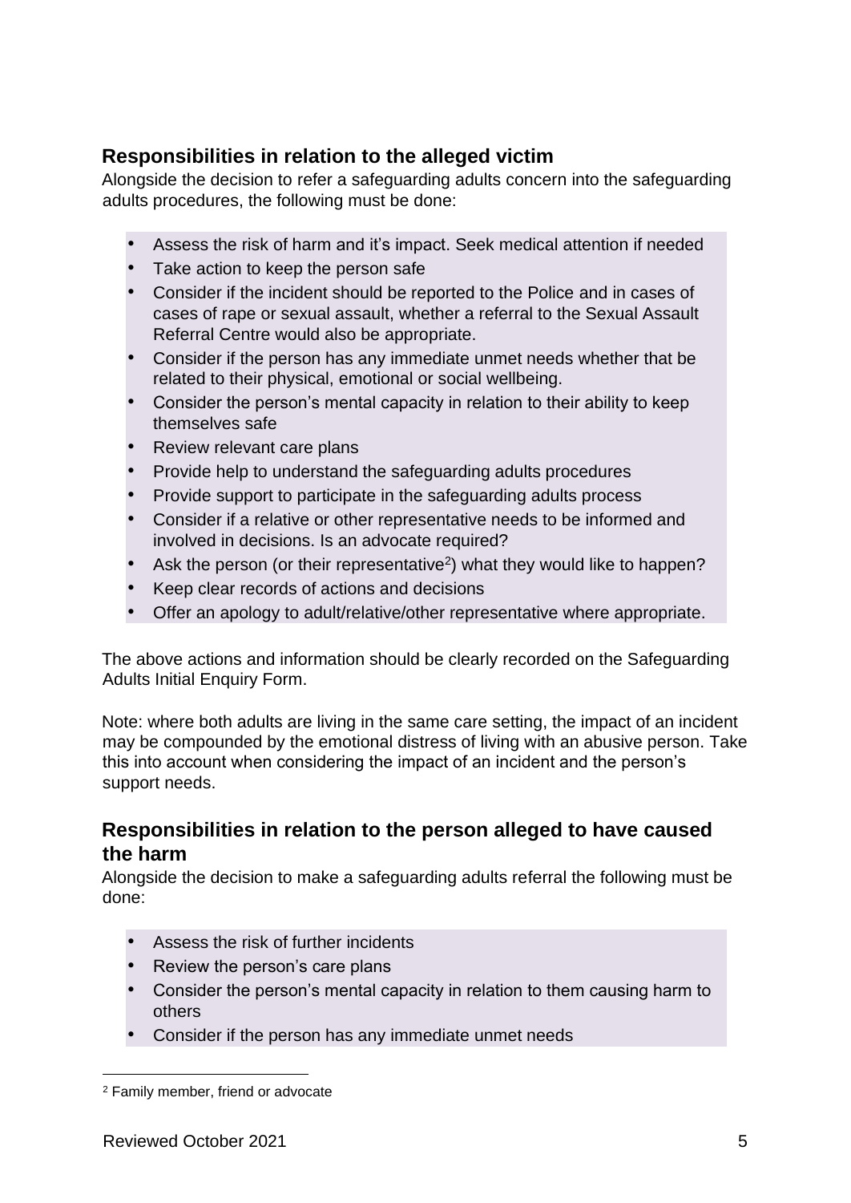## Responsibilities in relation to the alleged victim

Alongside the decision to refer a safeguarding adults concern into the safeguarding adults procedures, the following must be done:

- Assess the risk of harm and it's impact. Seek medical attention if needed
- Take action to keep the person safe
- Consider if the incident should be reported to the Police and in cases of cases of rape or sexual assault, whether a referral to the Sexual Assault Referral Centre would also be appropriate.
- Consider if the person has any immediate unmet needs whether that be related to their physical, emotional or social wellbeing.
- Consider the person's mental capacity in relation to their ability to keep themselves safe
- Review relevant care plans
- Provide help to understand the safeguarding adults procedures
- Provide support to participate in the safeguarding adults process
- Consider if a relative or other representative needs to be informed and involved in decisions. Is an advocate required?
- Ask the person (or their representative[2]) what they would like to happen?
- Keep clear records of actions and decisions
- Offer an apology to adult/relative/other representative where appropriate.

The above actions and information should be clearly recorded on the Safeguarding Adults Initial Enquiry Form.

Note: where both adults are living in the same care setting, the impact of an incident may be compounded by the emotional distress of living with an abusive person. Take this into account when considering the impact of an incident and the person's support needs.

## Responsibilities in relation to the person alleged to have caused the harm

Alongside the decision to make a safeguarding adults referral the following must be done:

- Assess the risk of further incidents
- Review the person's care plans
- Consider the person's mental capacity in relation to them causing harm to others
- Consider if the person has any immediate unmet needs

[2] Family member, friend or advocate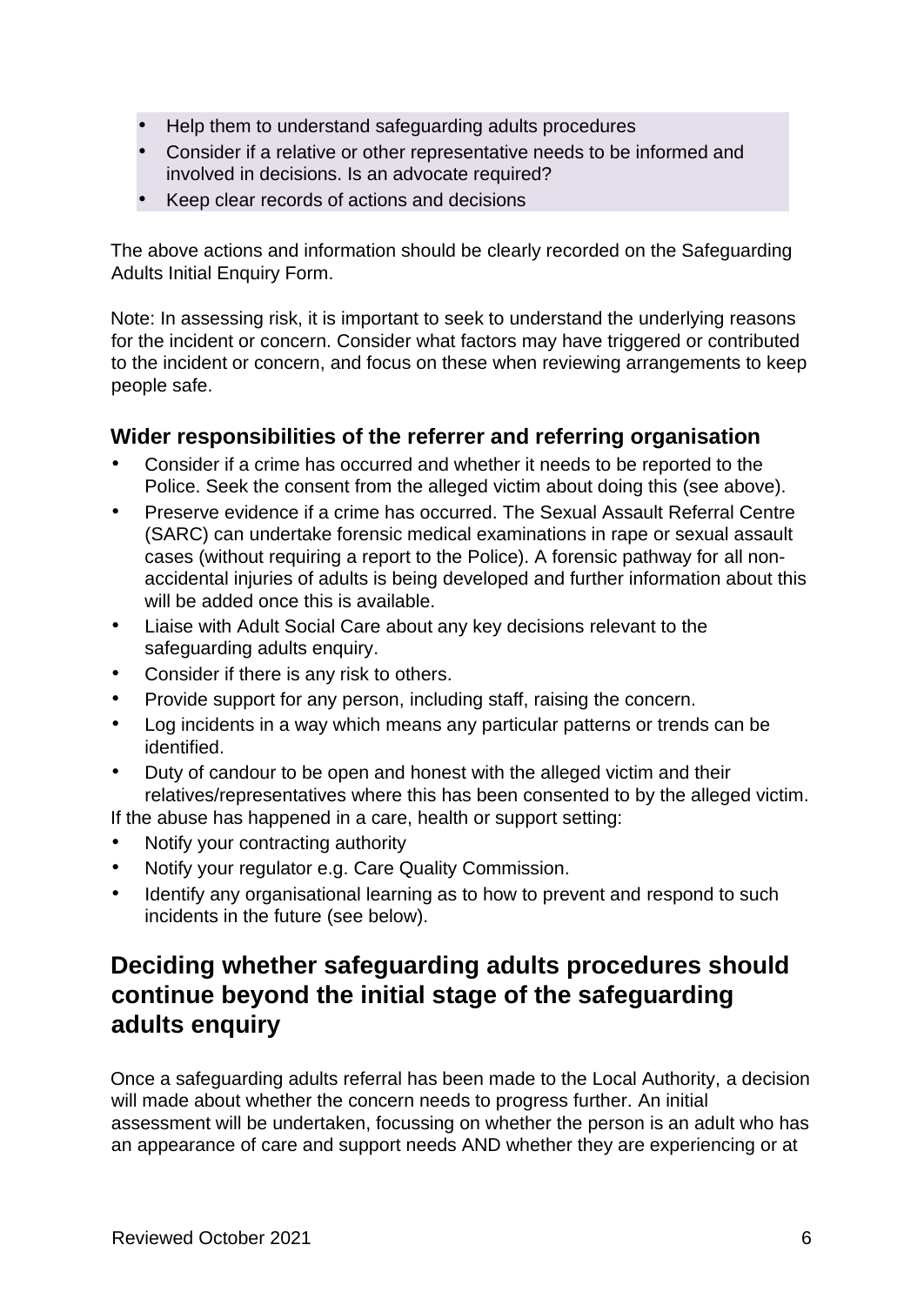- Help them to understand safeguarding adults procedures
- Consider if a relative or other representative needs to be informed and involved in decisions. Is an advocate required?
- Keep clear records of actions and decisions

The above actions and information should be clearly recorded on the Safeguarding Adults Initial Enquiry Form.

Note: In assessing risk, it is important to seek to understand the underlying reasons for the incident or concern. Consider what factors may have triggered or contributed to the incident or concern, and focus on these when reviewing arrangements to keep people safe.

### Wider responsibilities of the referrer and referring organisation

- Consider if a crime has occurred and whether it needs to be reported to the Police. Seek the consent from the alleged victim about doing this (see above).
- Preserve evidence if a crime has occurred. The Sexual Assault Referral Centre (SARC) can undertake forensic medical examinations in rape or sexual assault cases (without requiring a report to the Police). A forensic pathway for all non-accidental injuries of adults is being developed and further information about this will be added once this is available.
- Liaise with Adult Social Care about any key decisions relevant to the safeguarding adults enquiry.
- Consider if there is any risk to others.
- Provide support for any person, including staff, raising the concern.
- Log incidents in a way which means any particular patterns or trends can be identified.
- Duty of candour to be open and honest with the alleged victim and their relatives/representatives where this has been consented to by the alleged victim.

If the abuse has happened in a care, health or support setting:

- Notify your contracting authority
- Notify your regulator e.g. Care Quality Commission.
- Identify any organisational learning as to how to prevent and respond to such incidents in the future (see below).

## Deciding whether safeguarding adults procedures should continue beyond the initial stage of the safeguarding adults enquiry

Once a safeguarding adults referral has been made to the Local Authority, a decision will made about whether the concern needs to progress further. An initial assessment will be undertaken, focussing on whether the person is an adult who has an appearance of care and support needs AND whether they are experiencing or at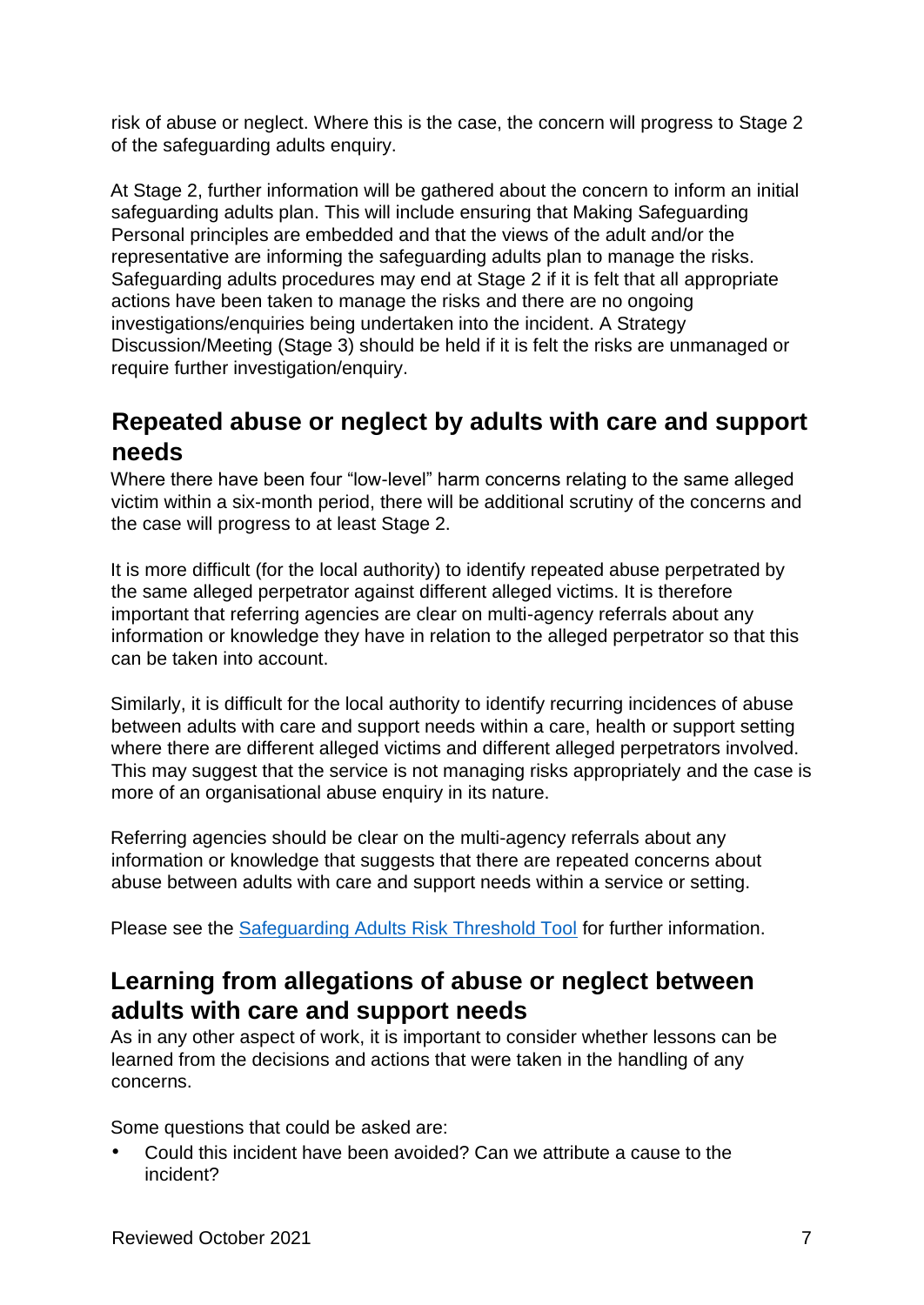risk of abuse or neglect. Where this is the case, the concern will progress to Stage 2 of the safeguarding adults enquiry.

At Stage 2, further information will be gathered about the concern to inform an initial safeguarding adults plan. This will include ensuring that Making Safeguarding Personal principles are embedded and that the views of the adult and/or the representative are informing the safeguarding adults plan to manage the risks. Safeguarding adults procedures may end at Stage 2 if it is felt that all appropriate actions have been taken to manage the risks and there are no ongoing investigations/enquiries being undertaken into the incident. A Strategy Discussion/Meeting (Stage 3) should be held if it is felt the risks are unmanaged or require further investigation/enquiry.

## Repeated abuse or neglect by adults with care and support needs

Where there have been four "low-level" harm concerns relating to the same alleged victim within a six-month period, there will be additional scrutiny of the concerns and the case will progress to at least Stage 2.

It is more difficult (for the local authority) to identify repeated abuse perpetrated by the same alleged perpetrator against different alleged victims. It is therefore important that referring agencies are clear on multi-agency referrals about any information or knowledge they have in relation to the alleged perpetrator so that this can be taken into account.

Similarly, it is difficult for the local authority to identify recurring incidences of abuse between adults with care and support needs within a care, health or support setting where there are different alleged victims and different alleged perpetrators involved. This may suggest that the service is not managing risks appropriately and the case is more of an organisational abuse enquiry in its nature.

Referring agencies should be clear on the multi-agency referrals about any information or knowledge that suggests that there are repeated concerns about abuse between adults with care and support needs within a service or setting.

Please see the Safeguarding Adults Risk Threshold Tool for further information.

## Learning from allegations of abuse or neglect between adults with care and support needs

As in any other aspect of work, it is important to consider whether lessons can be learned from the decisions and actions that were taken in the handling of any concerns.

Some questions that could be asked are:

- Could this incident have been avoided? Can we attribute a cause to the incident?

Reviewed October 2021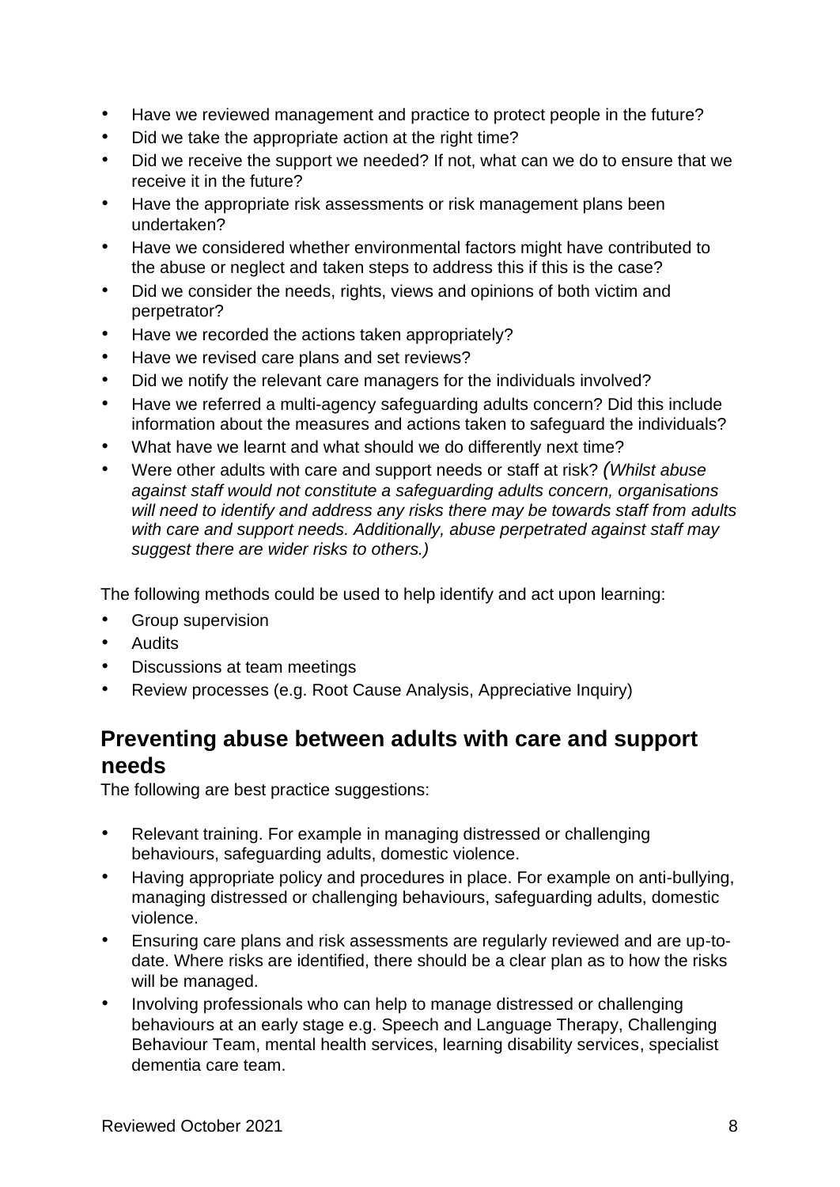- Have we reviewed management and practice to protect people in the future?
- Did we take the appropriate action at the right time?
- Did we receive the support we needed? If not, what can we do to ensure that we receive it in the future?
- Have the appropriate risk assessments or risk management plans been undertaken?
- Have we considered whether environmental factors might have contributed to the abuse or neglect and taken steps to address this if this is the case?
- Did we consider the needs, rights, views and opinions of both victim and perpetrator?
- Have we recorded the actions taken appropriately?
- Have we revised care plans and set reviews?
- Did we notify the relevant care managers for the individuals involved?
- Have we referred a multi-agency safeguarding adults concern? Did this include information about the measures and actions taken to safeguard the individuals?
- What have we learnt and what should we do differently next time?
- Were other adults with care and support needs or staff at risk? *(Whilst abuse against staff would not constitute a safeguarding adults concern, organisations will need to identify and address any risks there may be towards staff from adults with care and support needs. Additionally, abuse perpetrated against staff may suggest there are wider risks to others.)*

The following methods could be used to help identify and act upon learning:

- Group supervision
- Audits
- Discussions at team meetings
- Review processes (e.g. Root Cause Analysis, Appreciative Inquiry)

## Preventing abuse between adults with care and support needs

The following are best practice suggestions:

- Relevant training. For example in managing distressed or challenging behaviours, safeguarding adults, domestic violence.
- Having appropriate policy and procedures in place. For example on anti-bullying, managing distressed or challenging behaviours, safeguarding adults, domestic violence.
- Ensuring care plans and risk assessments are regularly reviewed and are up-to-date. Where risks are identified, there should be a clear plan as to how the risks will be managed.
- Involving professionals who can help to manage distressed or challenging behaviours at an early stage e.g. Speech and Language Therapy, Challenging Behaviour Team, mental health services, learning disability services, specialist dementia care team.

Reviewed October 2021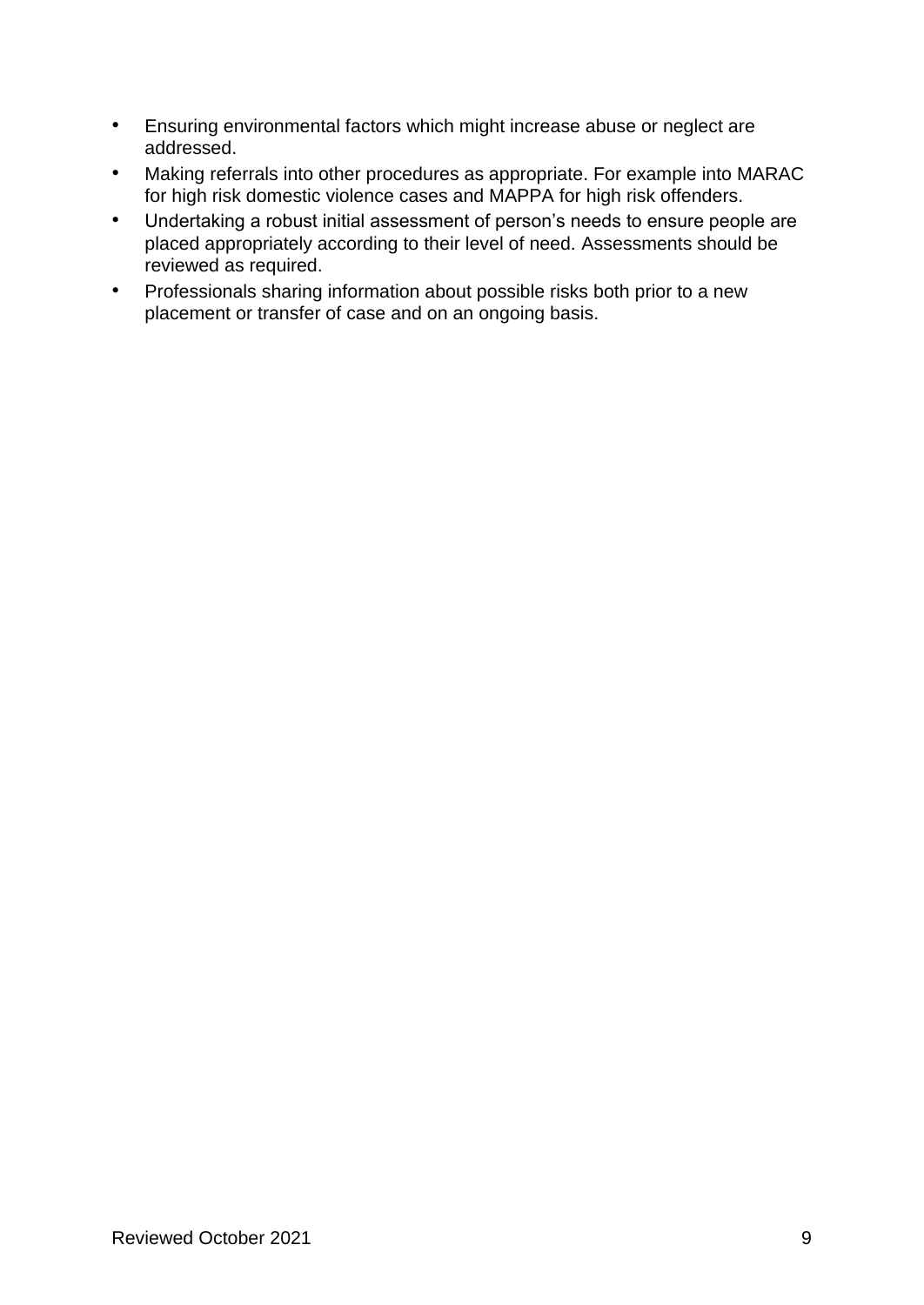- Ensuring environmental factors which might increase abuse or neglect are addressed.
- Making referrals into other procedures as appropriate. For example into MARAC for high risk domestic violence cases and MAPPA for high risk offenders.
- Undertaking a robust initial assessment of person's needs to ensure people are placed appropriately according to their level of need. Assessments should be reviewed as required.
- Professionals sharing information about possible risks both prior to a new placement or transfer of case and on an ongoing basis.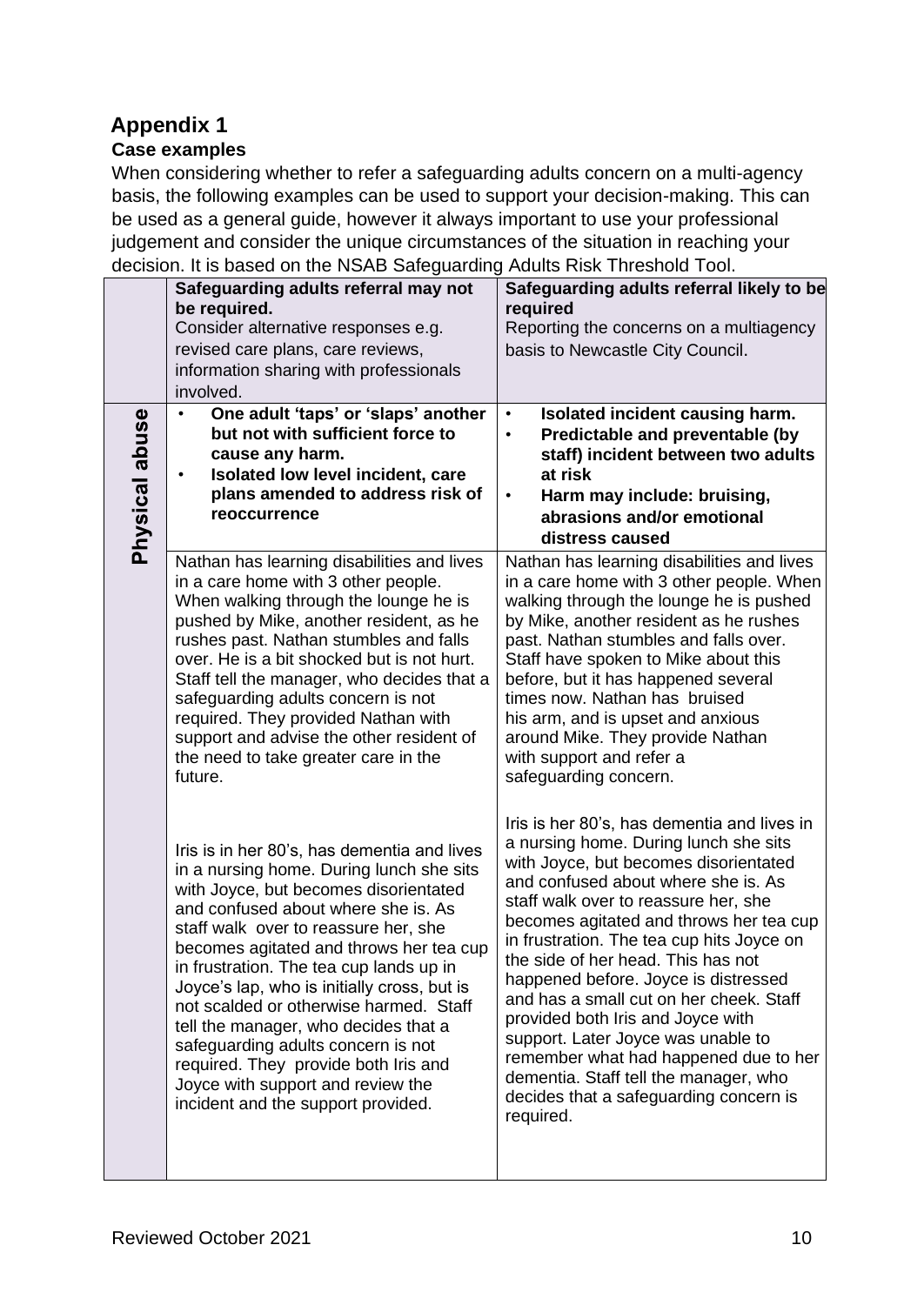## Appendix 1

### Case examples

When considering whether to refer a safeguarding adults concern on a multi-agency basis, the following examples can be used to support your decision-making. This can be used as a general guide, however it always important to use your professional judgement and consider the unique circumstances of the situation in reaching your decision. It is based on the NSAB Safeguarding Adults Risk Threshold Tool.

| | **Safeguarding adults referral may not be required.**<br>Consider alternative responses e.g. revised care plans, care reviews, information sharing with professionals involved. | **Safeguarding adults referral likely to be required**<br>Reporting the concerns on a multiagency basis to Newcastle City Council. |
|---|---|---|
| **Physical abuse** | • **One adult 'taps' or 'slaps' another but not with sufficient force to cause any harm.**<br>• **Isolated low level incident, care plans amended to address risk of reoccurrence** | • **Isolated incident causing harm.**<br>• **Predictable and preventable (by staff) incident between two adults at risk**<br>• **Harm may include: bruising, abrasions and/or emotional distress caused** |
| | Nathan has learning disabilities and lives in a care home with 3 other people. When walking through the lounge he is pushed by Mike, another resident, as he rushes past. Nathan stumbles and falls over. He is a bit shocked but is not hurt. Staff tell the manager, who decides that a safeguarding adults concern is not required. They provided Nathan with support and advise the other resident of the need to take greater care in the future.<br><br>Iris is in her 80's, has dementia and lives in a nursing home. During lunch she sits with Joyce, but becomes disorientated and confused about where she is. As staff walk over to reassure her, she becomes agitated and throws her tea cup in frustration. The tea cup lands up in Joyce's lap, who is initially cross, but is not scalded or otherwise harmed. Staff tell the manager, who decides that a safeguarding adults concern is not required. They provide both Iris and Joyce with support and review the incident and the support provided. | Nathan has learning disabilities and lives in a care home with 3 other people. When walking through the lounge he is pushed by Mike, another resident as he rushes past. Nathan stumbles and falls over. Staff have spoken to Mike about this before, but it has happened several times now. Nathan has bruised his arm, and is upset and anxious around Mike. They provide Nathan with support and refer a safeguarding concern.<br><br>Iris is her 80's, has dementia and lives in a nursing home. During lunch she sits with Joyce, but becomes disorientated and confused about where she is. As staff walk over to reassure her, she becomes agitated and throws her tea cup in frustration. The tea cup hits Joyce on the side of her head. This has not happened before. Joyce is distressed and has a small cut on her cheek. Staff provided both Iris and Joyce with support. Later Joyce was unable to remember what had happened due to her dementia. Staff tell the manager, who decides that a safeguarding concern is required. |

Reviewed October 2021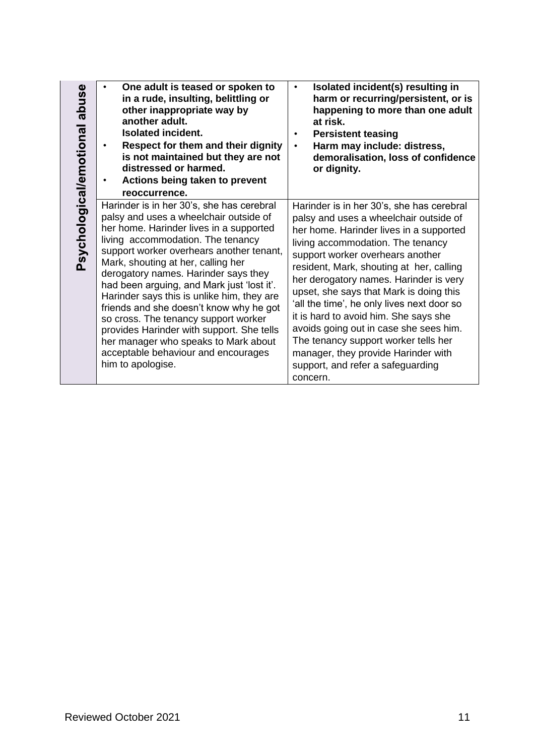| Psychological/emotional abuse | • **One adult is teased or spoken to in a rude, insulting, belittling or other inappropriate way by another adult. Isolated incident.**<br>• **Respect for them and their dignity is not maintained but they are not distressed or harmed.**<br>• **Actions being taken to prevent reoccurrence.** | • **Isolated incident(s) resulting in harm or recurring/persistent, or is happening to more than one adult at risk.**<br>• **Persistent teasing**<br>• **Harm may include: distress, demoralisation, loss of confidence or dignity.** |
|---|---|---|
| | Harinder is in her 30's, she has cerebral palsy and uses a wheelchair outside of her home. Harinder lives in a supported living accommodation. The tenancy support worker overhears another tenant, Mark, shouting at her, calling her derogatory names. Harinder says they had been arguing, and Mark just 'lost it'. Harinder says this is unlike him, they are friends and she doesn't know why he got so cross. The tenancy support worker provides Harinder with support. She tells her manager who speaks to Mark about acceptable behaviour and encourages him to apologise. | Harinder is in her 30's, she has cerebral palsy and uses a wheelchair outside of her home. Harinder lives in a supported living accommodation. The tenancy support worker overhears another resident, Mark, shouting at her, calling her derogatory names. Harinder is very upset, she says that Mark is doing this 'all the time', he only lives next door so it is hard to avoid him. She says she avoids going out in case she sees him. The tenancy support worker tells her manager, they provide Harinder with support, and refer a safeguarding concern. |

Reviewed October 2021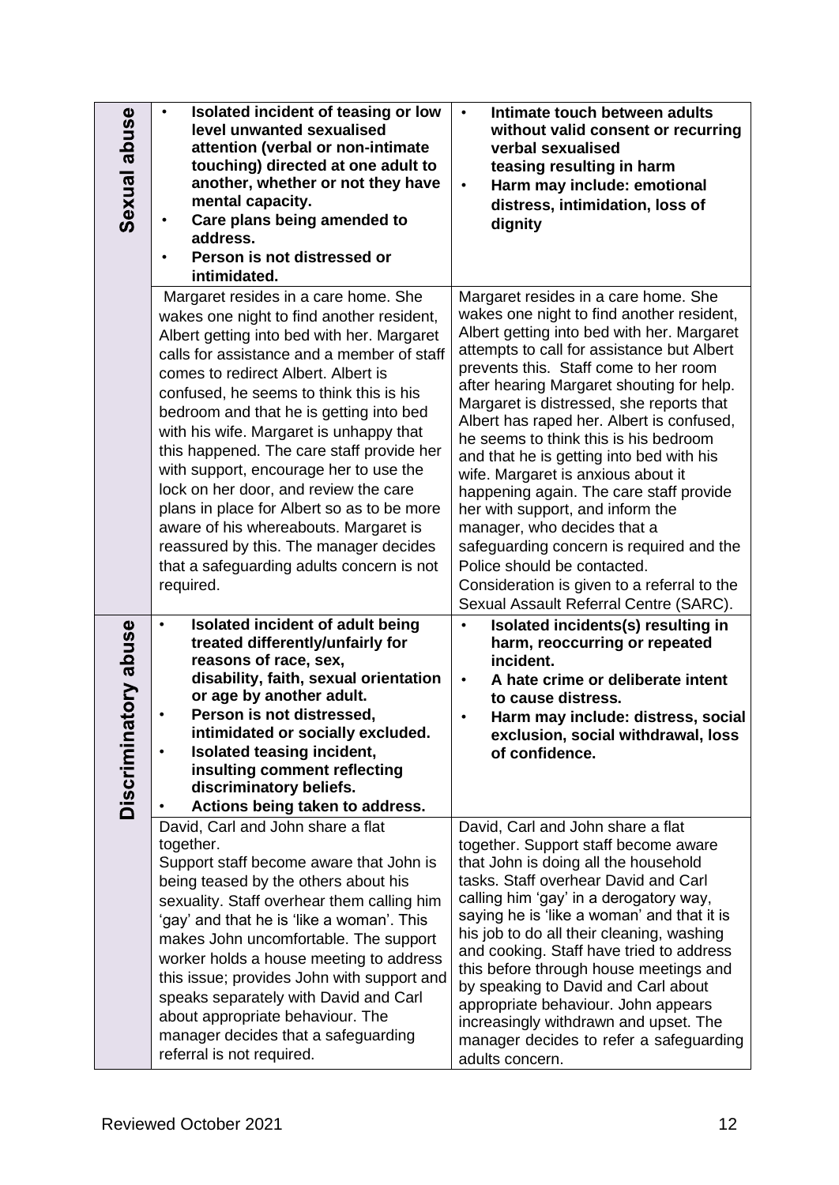| | | |
|---|---|---|
| **Sexual abuse** | • **Isolated incident of teasing or low level unwanted sexualised attention (verbal or non-intimate touching) directed at one adult to another, whether or not they have mental capacity.**<br>• **Care plans being amended to address.**<br>• **Person is not distressed or intimidated.** | • **Intimate touch between adults without valid consent or recurring verbal sexualised teasing resulting in harm**<br>• **Harm may include: emotional distress, intimidation, loss of dignity** |
| | Margaret resides in a care home. She wakes one night to find another resident, Albert getting into bed with her. Margaret calls for assistance and a member of staff comes to redirect Albert. Albert is confused, he seems to think this is his bedroom and that he is getting into bed with his wife. Margaret is unhappy that this happened. The care staff provide her with support, encourage her to use the lock on her door, and review the care plans in place for Albert so as to be more aware of his whereabouts. Margaret is reassured by this. The manager decides that a safeguarding adults concern is not required. | Margaret resides in a care home. She wakes one night to find another resident, Albert getting into bed with her. Margaret attempts to call for assistance but Albert prevents this. Staff come to her room after hearing Margaret shouting for help. Margaret is distressed, she reports that Albert has raped her. Albert is confused, he seems to think this is his bedroom and that he is getting into bed with his wife. Margaret is anxious about it happening again. The care staff provide her with support, and inform the manager, who decides that a safeguarding concern is required and the Police should be contacted.<br>Consideration is given to a referral to the Sexual Assault Referral Centre (SARC). |
| **Discriminatory abuse** | • **Isolated incident of adult being treated differently/unfairly for reasons of race, sex, disability, faith, sexual orientation or age by another adult.**<br>• **Person is not distressed, intimidated or socially excluded.**<br>• **Isolated teasing incident, insulting comment reflecting discriminatory beliefs.**<br>• **Actions being taken to address.** | • **Isolated incidents(s) resulting in harm, reoccurring or repeated incident.**<br>• **A hate crime or deliberate intent to cause distress.**<br>• **Harm may include: distress, social exclusion, social withdrawal, loss of confidence.** |
| | David, Carl and John share a flat together.<br>Support staff become aware that John is being teased by the others about his sexuality. Staff overhear them calling him 'gay' and that he is 'like a woman'. This makes John uncomfortable. The support worker holds a house meeting to address this issue; provides John with support and speaks separately with David and Carl about appropriate behaviour. The manager decides that a safeguarding referral is not required. | David, Carl and John share a flat together. Support staff become aware that John is doing all the household tasks. Staff overhear David and Carl calling him 'gay' in a derogatory way, saying he is 'like a woman' and that it is his job to do all their cleaning, washing and cooking. Staff have tried to address this before through house meetings and by speaking to David and Carl about appropriate behaviour. John appears increasingly withdrawn and upset. The manager decides to refer a safeguarding adults concern. |

Reviewed October 2021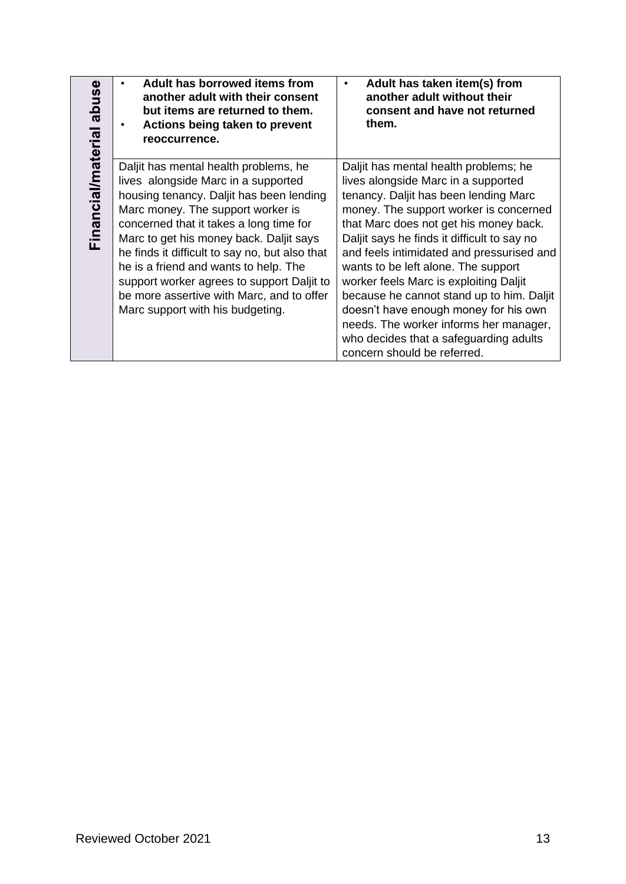| | | |
|---|---|---|
| **Financial/material abuse** | • **Adult has borrowed items from another adult with their consent but items are returned to them.**<br>• **Actions being taken to prevent reoccurrence.** | • **Adult has taken item(s) from another adult without their consent and have not returned them.** |
| | Daljit has mental health problems, he lives alongside Marc in a supported housing tenancy. Daljit has been lending Marc money. The support worker is concerned that it takes a long time for Marc to get his money back. Daljit says he finds it difficult to say no, but also that he is a friend and wants to help. The support worker agrees to support Daljit to be more assertive with Marc, and to offer Marc support with his budgeting. | Daljit has mental health problems; he lives alongside Marc in a supported tenancy. Daljit has been lending Marc money. The support worker is concerned that Marc does not get his money back. Daljit says he finds it difficult to say no and feels intimidated and pressurised and wants to be left alone. The support worker feels Marc is exploiting Daljit because he cannot stand up to him. Daljit doesn't have enough money for his own needs. The worker informs her manager, who decides that a safeguarding adults concern should be referred. |

Reviewed October 2021